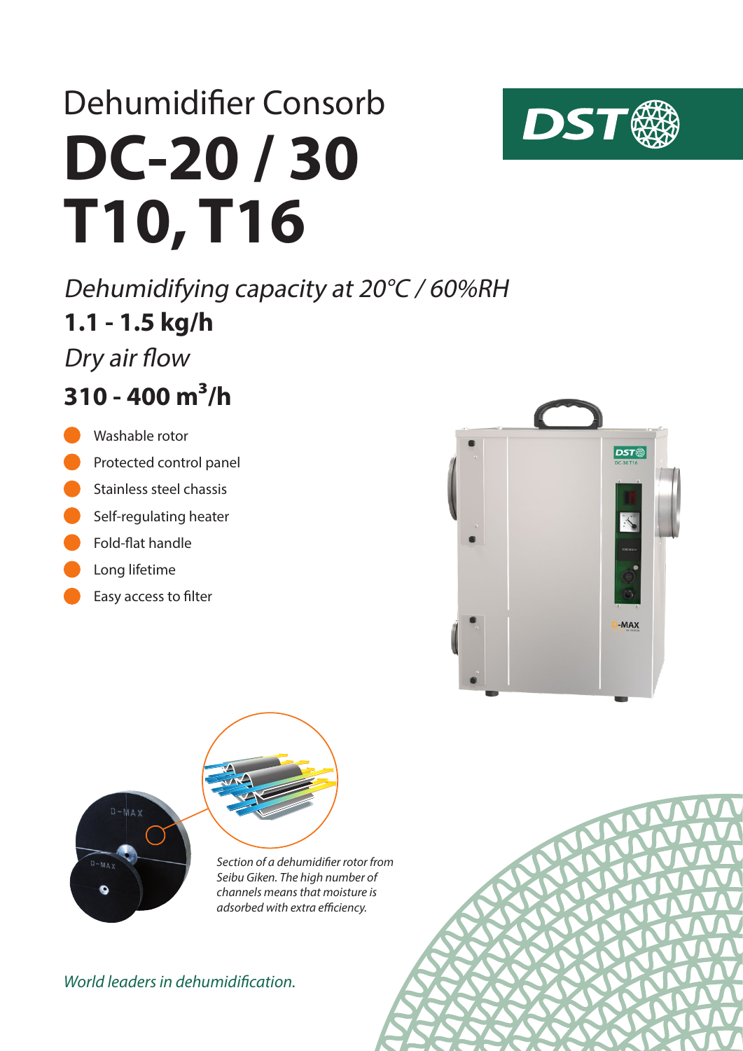Dehumidifier Consorb

# DC-20 / 30 T10, T16

DST

*Dehumidifying capacity at 20°C / 60%RH*

**1.1 - 1.5 kg/h**

*Dry air flow*

**310 - 400 m³/h**

- Washable rotor
- Protected control panel
- Stainless steel chassis
- Self-regulating heater
- Fold-flat handle
- Long lifetime
- Easy access to filter

*Section of a dehumidifier rotor from Seibu Giken. The high number of channels means that moisture is adsorbed with extra efficiency.*

*World leaders in dehumidification.*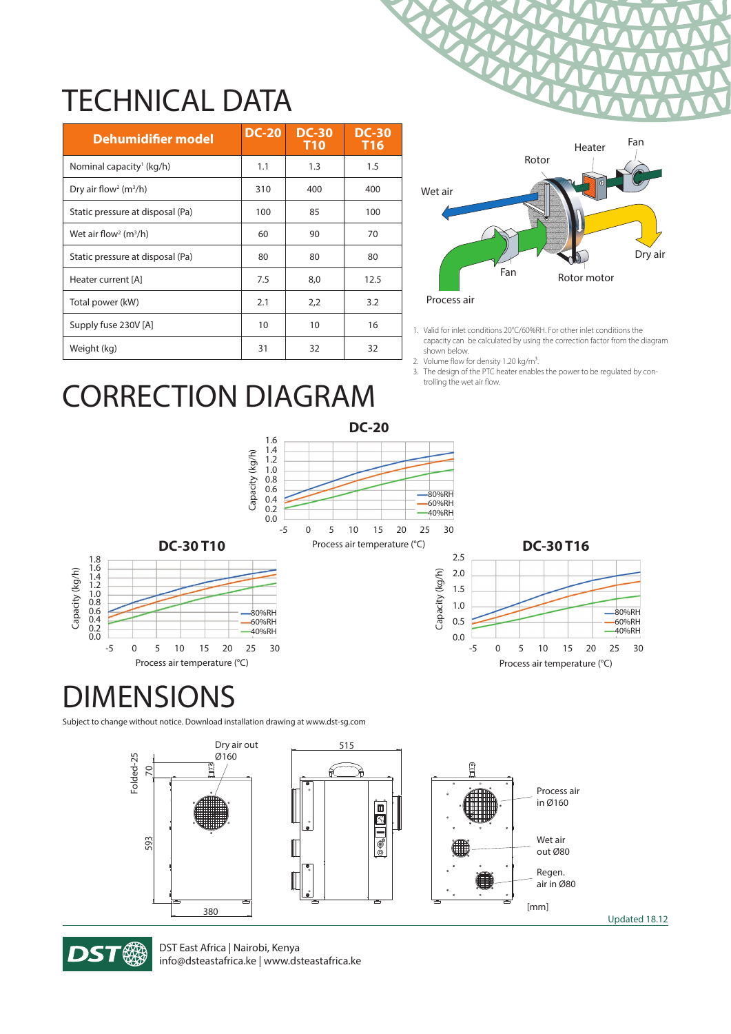# TECHNICAL DATA

| Dehumidifier model | DC-20 | DC-30 T10 | DC-30 T16 |
|---|---|---|---|
| Nominal capacity[1] (kg/h) | 1.1 | 1.3 | 1.5 |
| Dry air flow[2] ($m^3$/h) | 310 | 400 | 400 |
| Static pressure at disposal (Pa) | 100 | 85 | 100 |
| Wet air flow[2] ($m^3$/h) | 60 | 90 | 70 |
| Static pressure at disposal (Pa) | 80 | 80 | 80 |
| Heater current [A] | 7.5 | 8,0 | 12.5 |
| Total power (kW) | 2.1 | 2,2 | 3.2 |
| Supply fuse 230V [A] | 10 | 10 | 16 |
| Weight (kg) | 31 | 32 | 32 |

Heater
Fan
Rotor
Wet air
Dry air
Fan
Rotor motor
Process air

1. Valid for inlet conditions 20°C/60%RH. For other inlet conditions the capacity can be calculated by using the correction factor from the diagram shown below.
2. Volume flow for density 1.20 kg/$m^3$.
3. The design of the PTC heater enables the power to be regulated by controlling the wet air flow.

# CORRECTION DIAGRAM

**DC-20**

Capacity (kg/h)
1.6
1.4
1.2
1.0
0.8
0.6
0.4
0.2
0.0
-5 0 5 10 15 20 25 30
Process air temperature (°C)
80%RH
60%RH
40%RH

**DC-30 T10**

Capacity (kg/h)
1.8
1.6
1.4
1.2
1.0
0.8
0.6
0.4
0.2
0.0
-5 0 5 10 15 20 25 30
Process air temperature (°C)
80%RH
60%RH
40%RH

**DC-30 T16**

Capacity (kg/h)
2.5
2.0
1.5
1.0
0.5
0.0
-5 0 5 10 15 20 25 30
Process air temperature (°C)
80%RH
60%RH
40%RH

# DIMENSIONS

Subject to change without notice. Download installation drawing at www.dst-sg.com

Dry air out
Ø160
Folded-25
70
593
380
515
Process air in Ø160
Wet air out Ø80
Regen. air in Ø80
[mm]

Updated 18.12

DST East Africa | Nairobi, Kenya
info@dsteastafrica.ke | www.dsteastafrica.ke